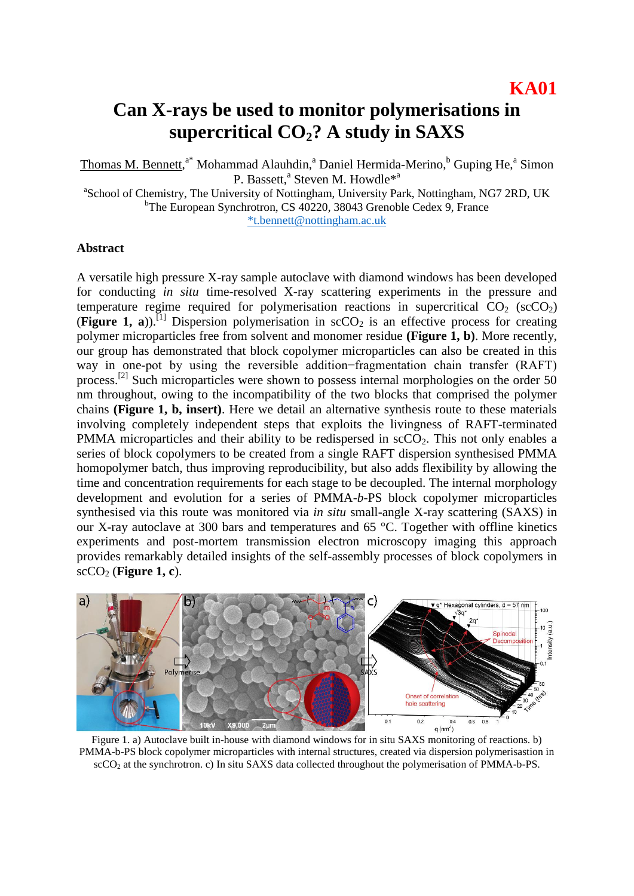**KA01**

# Can X-rays be used to monitor polymerisations in supercritical $CO_2$? A study in SAXS

Thomas M. Bennett,[a*] Mohammad Alauhdin,[a] Daniel Hermida-Merino,[b] Guping He,[a] Simon P. Bassett,[a] Steven M. Howdle*[a]

[a]School of Chemistry, The University of Nottingham, University Park, Nottingham, NG7 2RD, UK
[b]The European Synchrotron, CS 40220, 38043 Grenoble Cedex 9, France
*t.bennett@nottingham.ac.uk

## Abstract

A versatile high pressure X-ray sample autoclave with diamond windows has been developed for conducting *in situ* time-resolved X-ray scattering experiments in the pressure and temperature regime required for polymerisation reactions in supercritical $CO_2$ ($scCO_2$) (**Figure 1, a**)).[1] Dispersion polymerisation in $scCO_2$ is an effective process for creating polymer microparticles free from solvent and monomer residue **(Figure 1, b)**. More recently, our group has demonstrated that block copolymer microparticles can also be created in this way in one-pot by using the reversible addition−fragmentation chain transfer (RAFT) process.[2] Such microparticles were shown to possess internal morphologies on the order 50 nm throughout, owing to the incompatibility of the two blocks that comprised the polymer chains **(Figure 1, b, insert)**. Here we detail an alternative synthesis route to these materials involving completely independent steps that exploits the livingness of RAFT-terminated PMMA microparticles and their ability to be redispersed in $scCO_2$. This not only enables a series of block copolymers to be created from a single RAFT dispersion synthesised PMMA homopolymer batch, thus improving reproducibility, but also adds flexibility by allowing the time and concentration requirements for each stage to be decoupled. The internal morphology development and evolution for a series of PMMA-*b*-PS block copolymer microparticles synthesised via this route was monitored via *in situ* small-angle X-ray scattering (SAXS) in our X-ray autoclave at 300 bars and temperatures and 65 °C. Together with offline kinetics experiments and post-mortem transmission electron microscopy imaging this approach provides remarkably detailed insights of the self-assembly processes of block copolymers in $scCO_2$ (**Figure 1, c**).

Figure 1. a) Autoclave built in-house with diamond windows for in situ SAXS monitoring of reactions. b) PMMA-b-PS block copolymer microparticles with internal structures, created via dispersion polymerisastion in $scCO_2$ at the synchrotron. c) In situ SAXS data collected throughout the polymerisation of PMMA-b-PS.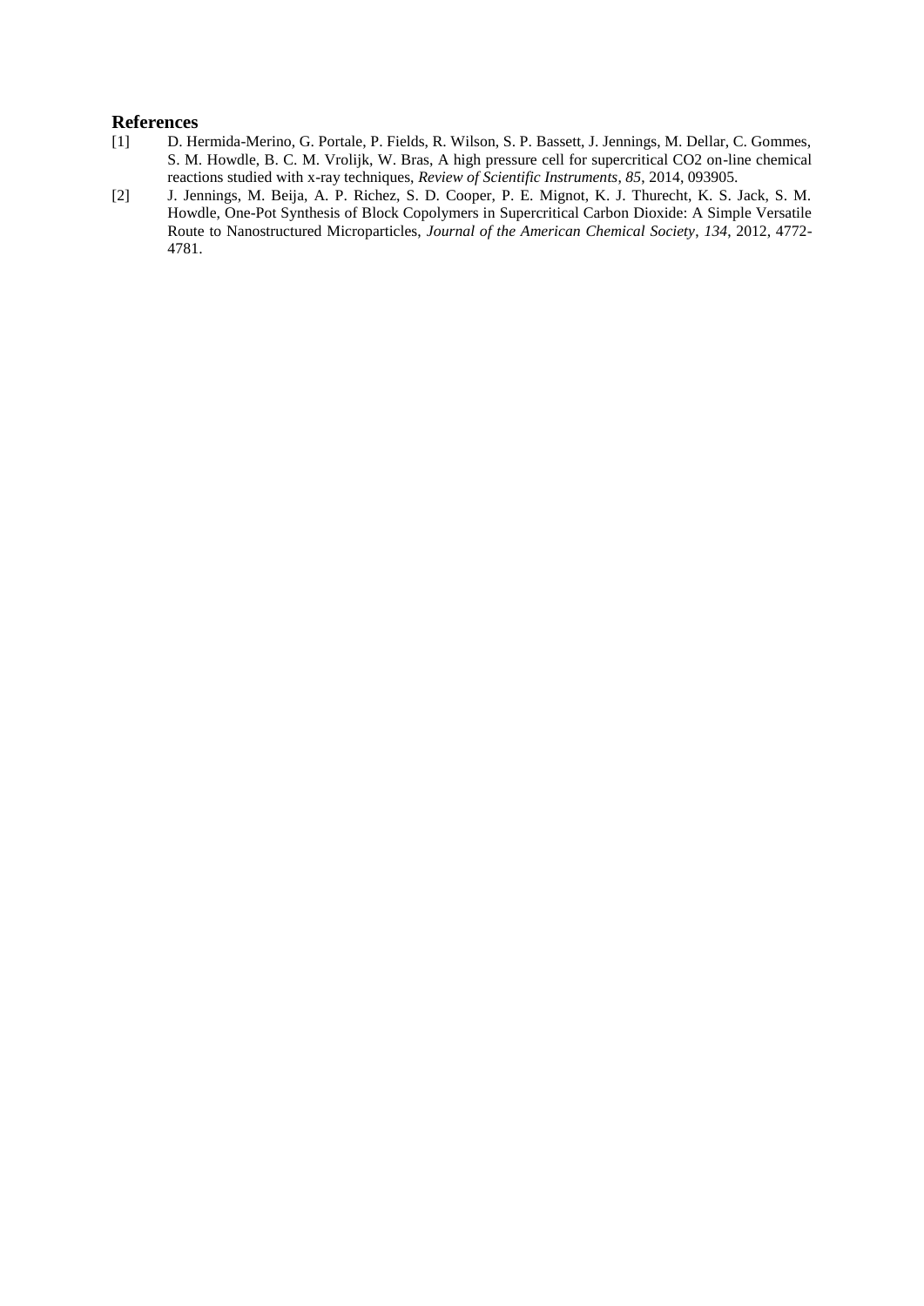## References

[1] D. Hermida-Merino, G. Portale, P. Fields, R. Wilson, S. P. Bassett, J. Jennings, M. Dellar, C. Gommes, S. M. Howdle, B. C. M. Vrolijk, W. Bras, A high pressure cell for supercritical CO2 on-line chemical reactions studied with x-ray techniques, *Review of Scientific Instruments*, *85*, 2014, 093905.

[2] J. Jennings, M. Beija, A. P. Richez, S. D. Cooper, P. E. Mignot, K. J. Thurecht, K. S. Jack, S. M. Howdle, One-Pot Synthesis of Block Copolymers in Supercritical Carbon Dioxide: A Simple Versatile Route to Nanostructured Microparticles, *Journal of the American Chemical Society*, *134*, 2012, 4772-4781.